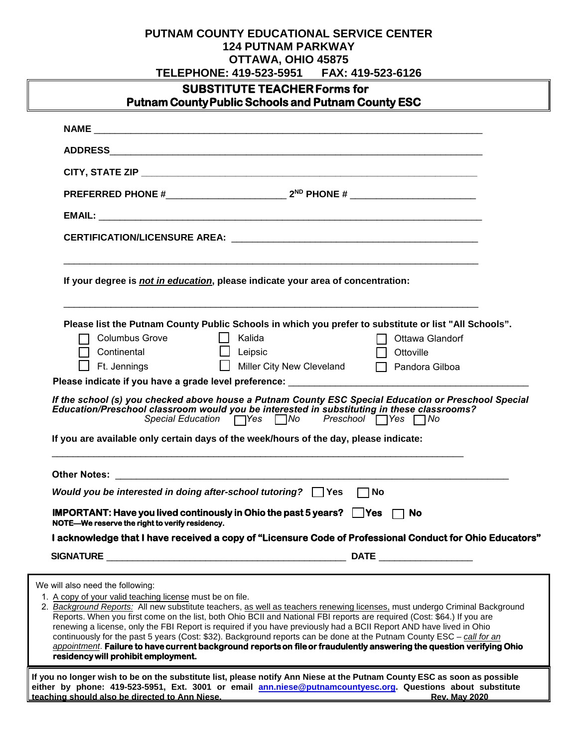**PUTNAM COUNTY EDUCATIONAL SERVICE CENTER**
**124 PUTNAM PARKWAY**
**OTTAWA, OHIO 45875**
**TELEPHONE: 419-523-5951 FAX: 419-523-6126**

## SUBSTITUTE TEACHER Forms for Putnam County Public Schools and Putnam County ESC

**NAME** ____________________________________________________________

**ADDRESS** ____________________________________________________________

**CITY, STATE ZIP** ____________________________________________________________

**PREFERRED PHONE #** ______________________ **2ND PHONE #** ______________________

**EMAIL:** ____________________________________________________________

**CERTIFICATION/LICENSURE AREA:** ____________________________________________

____________________________________________________________

**If your degree is *not in education*, please indicate your area of concentration:**

____________________________________________________________

**Please list the Putnam County Public Schools in which you prefer to substitute or list "All Schools".**

| | | |
|---|---|---|
| ☐ Columbus Grove | ☐ Kalida | ☐ Ottawa Glandorf |
| ☐ Continental | ☐ Leipsic | ☐ Ottoville |
| ☐ Ft. Jennings | ☐ Miller City New Cleveland | ☐ Pandora Gilboa |

**Please indicate if you have a grade level preference:** ____________________________________________

***If the school (s) you checked above house a Putnam County ESC Special Education or Preschool Special Education/Preschool classroom would you be interested in substituting in these classrooms?***

*Special Education* ☐ *Yes* ☐ *No* *Preschool* ☐ *Yes* ☐ *No*

**If you are available only certain days of the week/hours of the day, please indicate:**

____________________________________________________________

**Other Notes:** ____________________________________________________________

***Would you be interested in doing after-school tutoring?*** ☐ **Yes** ☐ **No**

**IMPORTANT: Have you lived continously in Ohio the past 5 years?** ☐ **Yes** ☐ **No**
**NOTE—We reserve the right to verify residency.**

**I acknowledge that I have received a copy of "Licensure Code of Professional Conduct for Ohio Educators"**

**SIGNATURE** ______________________________________________ **DATE** ________________

We will also need the following:

1. A copy of your valid teaching license must be on file.
2. *Background Reports:* All new substitute teachers, as well as teachers renewing licenses, must undergo Criminal Background Reports. When you first come on the list, both Ohio BCII and National FBI reports are required (Cost: $64.) If you are renewing a license, only the FBI Report is required if you have previously had a BCII Report AND have lived in Ohio continuously for the past 5 years (Cost: $32). Background reports can be done at the Putnam County ESC – *call for an appointment*. **Failure to have current background reports on file or fraudulently answering the question verifying Ohio residency will prohibit employment.**

**If you no longer wish to be on the substitute list, please notify Ann Niese at the Putnam County ESC as soon as possible either by phone: 419-523-5951, Ext. 3001 or email [ann.niese@putnamcountyesc.org](mailto:ann.niese@putnamcountyesc.org). Questions about substitute teaching should also be directed to Ann Niese.** **Rev. May 2020**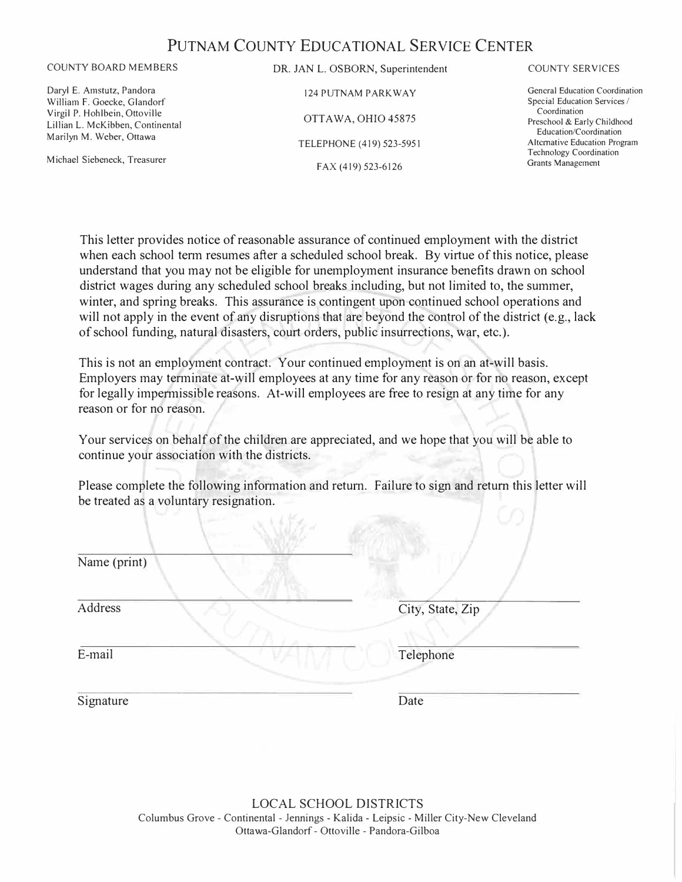# PUTNAM COUNTY EDUCATIONAL SERVICE CENTER

COUNTY BOARD MEMBERS

Daryl E. Amstutz, Pandora
William F. Goecke, Glandorf
Virgil P. Hohlbein, Ottoville
Lillian L. McKibben, Continental
Marilyn M. Weber, Ottawa

Michael Siebeneck, Treasurer

DR. JAN L. OSBORN, Superintendent

124 PUTNAM PARKWAY

OTTAWA, OHIO 45875

TELEPHONE (419) 523-5951

FAX (419) 523-6126

COUNTY SERVICES

General Education Coordination
Special Education Services / Coordination
Preschool & Early Childhood Education/Coordination
Alternative Education Program
Technology Coordination
Grants Management

This letter provides notice of reasonable assurance of continued employment with the district when each school term resumes after a scheduled school break. By virtue of this notice, please understand that you may not be eligible for unemployment insurance benefits drawn on school district wages during any scheduled school breaks including, but not limited to, the summer, winter, and spring breaks. This assurance is contingent upon continued school operations and will not apply in the event of any disruptions that are beyond the control of the district (e.g., lack of school funding, natural disasters, court orders, public insurrections, war, etc.).

This is not an employment contract. Your continued employment is on an at-will basis. Employers may terminate at-will employees at any time for any reason or for no reason, except for legally impermissible reasons. At-will employees are free to resign at any time for any reason or for no reason.

Your services on behalf of the children are appreciated, and we hope that you will be able to continue your association with the districts.

Please complete the following information and return. Failure to sign and return this letter will be treated as a voluntary resignation.

Name (print) ______________________

Address ______________________ City, State, Zip ______________________

E-mail ______________________ Telephone ______________________

Signature ______________________ Date ______________________

LOCAL SCHOOL DISTRICTS

Columbus Grove - Continental - Jennings - Kalida - Leipsic - Miller City-New Cleveland
Ottawa-Glandorf - Ottoville - Pandora-Gilboa